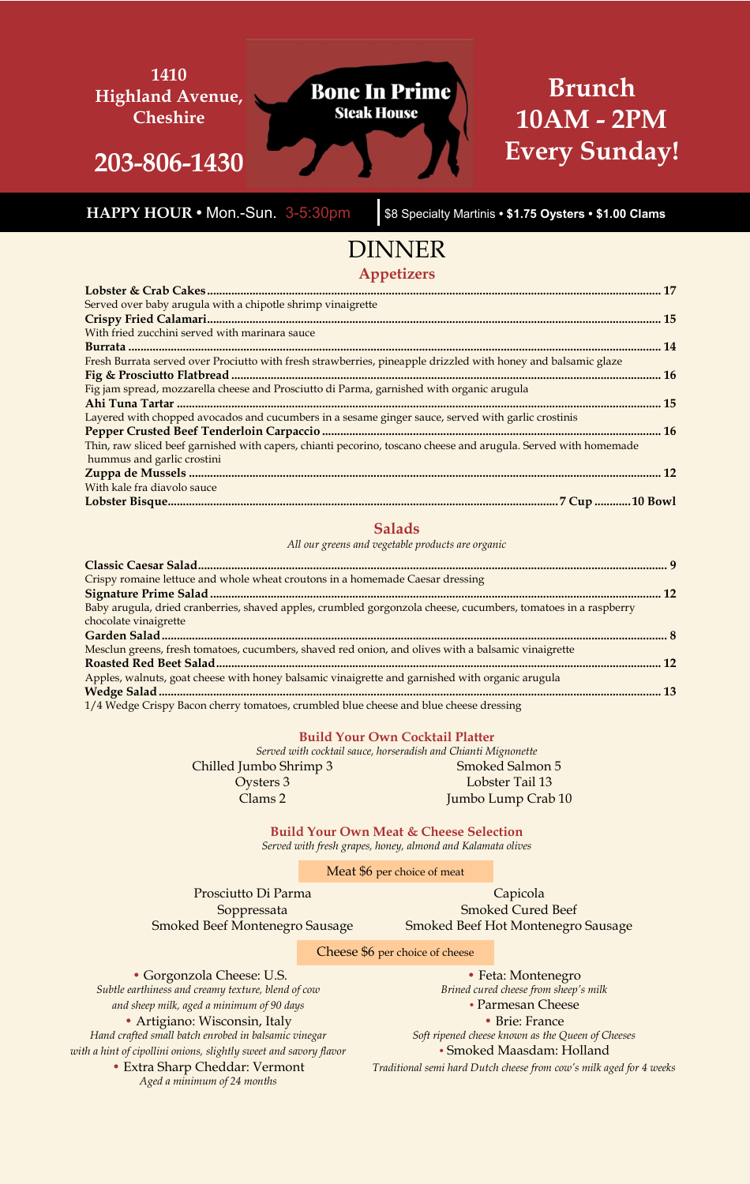1410 Highland Avenue, Cheshire

**203-806-1430**

**Bone In Prime**
**Steak House**

**Brunch 10AM - 2PM Every Sunday!**

**HAPPY HOUR** • Mon.-Sun. 3-5:30pm | $8 Specialty Martinis • **$1.75 Oysters** • **$1.00 Clams**

# DINNER

## Appetizers

**Lobster & Crab Cakes** .......... **17**
Served over baby arugula with a chipotle shrimp vinaigrette

**Crispy Fried Calamari** .......... **15**
With fried zucchini served with marinara sauce

**Burrata** .......... **14**
Fresh Burrata served over Prociutto with fresh strawberries, pineapple drizzled with honey and balsamic glaze

**Fig & Prosciutto Flatbread** .......... **16**
Fig jam spread, mozzarella cheese and Prosciutto di Parma, garnished with organic arugula

**Ahi Tuna Tartar** .......... **15**
Layered with chopped avocados and cucumbers in a sesame ginger sauce, served with garlic crostinis

**Pepper Crusted Beef Tenderloin Carpaccio** .......... **16**
Thin, raw sliced beef garnished with capers, chianti pecorino, toscano cheese and arugula. Served with homemade hummus and garlic crostini

**Zuppa de Mussels** .......... **12**
With kale fra diavolo sauce

**Lobster Bisque** .......... **7 Cup** .......... **10 Bowl**

## Salads

*All our greens and vegetable products are organic*

**Classic Caesar Salad** .......... **9**
Crispy romaine lettuce and whole wheat croutons in a homemade Caesar dressing

**Signature Prime Salad** .......... **12**
Baby arugula, dried cranberries, shaved apples, crumbled gorgonzola cheese, cucumbers, tomatoes in a raspberry chocolate vinaigrette

**Garden Salad** .......... **8**
Mesclun greens, fresh tomatoes, cucumbers, shaved red onion, and olives with a balsamic vinaigrette

**Roasted Red Beet Salad** .......... **12**
Apples, walnuts, goat cheese with honey balsamic vinaigrette and garnished with organic arugula

**Wedge Salad** .......... **13**
1/4 Wedge Crispy Bacon cherry tomatoes, crumbled blue cheese and blue cheese dressing

### Build Your Own Cocktail Platter

*Served with cocktail sauce, horseradish and Chianti Mignonette*

Chilled Jumbo Shrimp 3
Oysters 3
Clams 2
Smoked Salmon 5
Lobster Tail 13
Jumbo Lump Crab 10

### Build Your Own Meat & Cheese Selection

*Served with fresh grapes, honey, almond and Kalamata olives*

Meat $6 per choice of meat

Prosciutto Di Parma
Soppressata
Smoked Beef Montenegro Sausage
Capicola
Smoked Cured Beef
Smoked Beef Hot Montenegro Sausage

Cheese $6 per choice of cheese

- Gorgonzola Cheese: U.S.
  *Subtle earthiness and creamy texture, blend of cow and sheep milk, aged a minimum of 90 days*
- Artigiano: Wisconsin, Italy
  *Hand crafted small batch enrobed in balsamic vinegar with a hint of cipollini onions, slightly sweet and savory flavor*
- Extra Sharp Cheddar: Vermont
  *Aged a minimum of 24 months*
- Feta: Montenegro
  *Brined cured cheese from sheep's milk*
- Parmesan Cheese
- Brie: France
  *Soft ripened cheese known as the Queen of Cheeses*
- Smoked Maasdam: Holland
  *Traditional semi hard Dutch cheese from cow's milk aged for 4 weeks*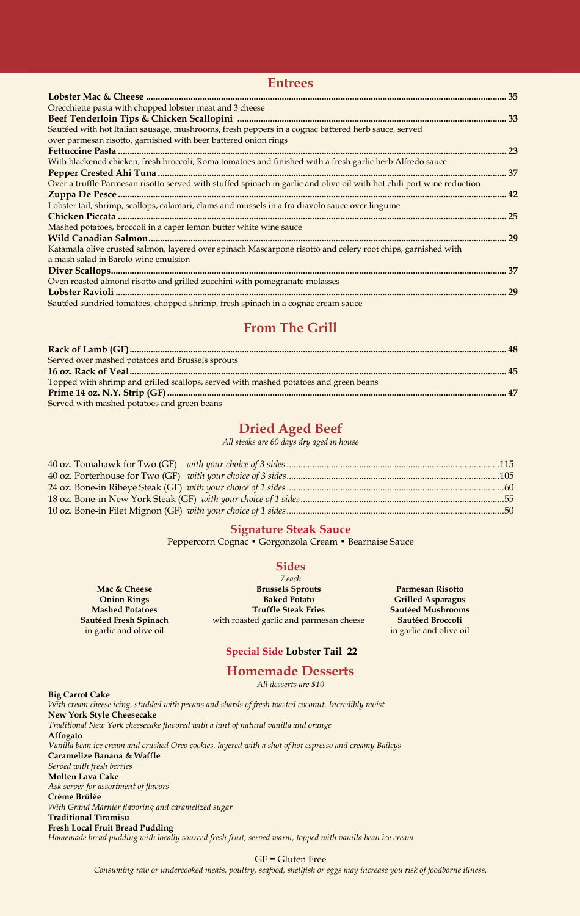## Entrees

**Lobster Mac & Cheese** .... 35
Orecchiette pasta with chopped lobster meat and 3 cheese

**Beef Tenderloin Tips & Chicken Scallopini** .... 33
Sautéed with hot Italian sausage, mushrooms, fresh peppers in a cognac battered herb sauce, served over parmesan risotto, garnished with beer battered onion rings

**Fettuccine Pasta** .... 23
With blackened chicken, fresh broccoli, Roma tomatoes and finished with a fresh garlic herb Alfredo sauce

**Pepper Crested Ahi Tuna** .... 37
Over a truffle Parmesan risotto served with stuffed spinach in garlic and olive oil with hot chili port wine reduction

**Zuppa De Pesce** .... 42
Lobster tail, shrimp, scallops, calamari, clams and mussels in a fra diavolo sauce over linguine

**Chicken Piccata** .... 25
Mashed potatoes, broccoli in a caper lemon butter white wine sauce

**Wild Canadian Salmon** .... 29
Katamala olive crusted salmon, layered over spinach Mascarpone risotto and celery root chips, garnished with a mash salad in Barolo wine emulsion

**Diver Scallops** .... 37
Oven roasted almond risotto and grilled zucchini with pomegranate molasses

**Lobster Ravioli** .... 29
Sautéed sundried tomatoes, chopped shrimp, fresh spinach in a cognac cream sauce

## From The Grill

**Rack of Lamb (GF)** .... 48
Served over mashed potatoes and Brussels sprouts

**16 oz. Rack of Veal** .... 45
Topped with shrimp and grilled scallops, served with mashed potatoes and green beans

**Prime 14 oz. N.Y. Strip (GF)** .... 47
Served with mashed potatoes and green beans

## Dried Aged Beef

*All steaks are 60 days dry aged in house*

40 oz. Tomahawk for Two (GF) *with your choice of 3 sides* .... 115
40 oz. Porterhouse for Two (GF) *with your choice of 3 sides* .... 105
24 oz. Bone-in Ribeye Steak (GF) *with your choice of 1 sides* .... 60
18 oz. Bone-in New York Steak (GF) *with your choice of 1 sides* .... 55
10 oz. Bone-in Filet Mignon (GF) *with your choice of 1 sides* .... 50

### Signature Steak Sauce

Peppercorn Cognac • Gorgonzola Cream • Bearnaise Sauce

### Sides

*7 each*

**Mac & Cheese**
**Onion Rings**
**Mashed Potatoes**
**Sautéed Fresh Spinach** in garlic and olive oil
**Brussels Sprouts**
**Baked Potato**
**Truffle Steak Fries** with roasted garlic and parmesan cheese
**Parmesan Risotto**
**Grilled Asparagus**
**Sautéed Mushrooms**
**Sautéed Broccoli** in garlic and olive oil

**Special Side Lobster Tail 22**

## Homemade Desserts

*All desserts are $10*

**Big Carrot Cake**
*With cream cheese icing, studded with pecans and shards of fresh toasted coconut. Incredibly moist*

**New York Style Cheesecake**
*Traditional New York cheesecake flavored with a hint of natural vanilla and orange*

**Affogato**
*Vanilla bean ice cream and crushed Oreo cookies, layered with a shot of hot espresso and creamy Baileys*

**Caramelize Banana & Waffle**
*Served with fresh berries*

**Molten Lava Cake**
*Ask server for assortment of flavors*

**Crème Brûlée**
*With Grand Marnier flavoring and caramelized sugar*

**Traditional Tiramisu**

**Fresh Local Fruit Bread Pudding**
*Homemade bread pudding with locally sourced fresh fruit, served warm, topped with vanilla bean ice cream*

GF = Gluten Free

*Consuming raw or undercooked meats, poultry, seafood, shellfish or eggs may increase you risk of foodborne illness.*